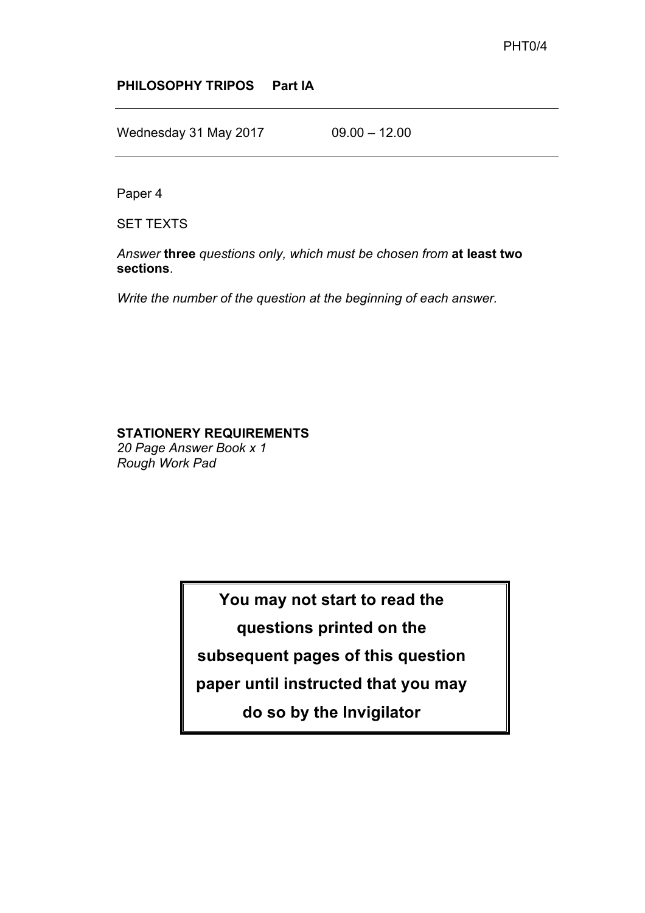PHT0/4

**PHILOSOPHY TRIPOS Part IA**

---

Wednesday 31 May 2017 09.00 – 12.00

---

Paper 4

SET TEXTS

*Answer* **three** *questions only, which must be chosen from* **at least two sections**.

*Write the number of the question at the beginning of each answer.*

**STATIONERY REQUIREMENTS**
*20 Page Answer Book x 1*
*Rough Work Pad*

**You may not start to read the questions printed on the subsequent pages of this question paper until instructed that you may do so by the Invigilator**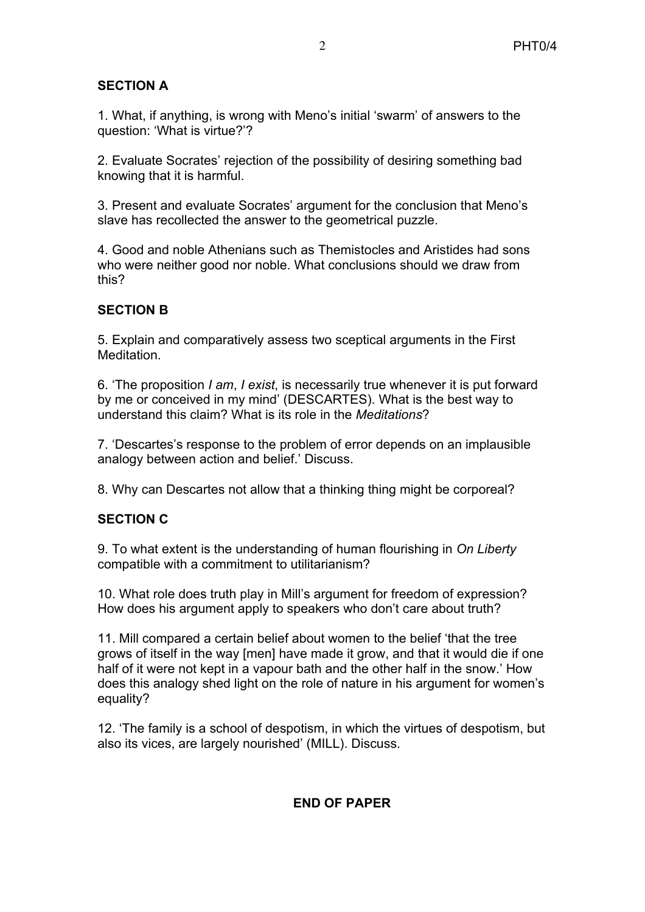## SECTION A

1. What, if anything, is wrong with Meno's initial 'swarm' of answers to the question: 'What is virtue?'?

2. Evaluate Socrates' rejection of the possibility of desiring something bad knowing that it is harmful.

3. Present and evaluate Socrates' argument for the conclusion that Meno's slave has recollected the answer to the geometrical puzzle.

4. Good and noble Athenians such as Themistocles and Aristides had sons who were neither good nor noble. What conclusions should we draw from this?

## SECTION B

5. Explain and comparatively assess two sceptical arguments in the First Meditation.

6. 'The proposition *I am*, *I exist*, is necessarily true whenever it is put forward by me or conceived in my mind' (DESCARTES). What is the best way to understand this claim? What is its role in the *Meditations*?

7. 'Descartes's response to the problem of error depends on an implausible analogy between action and belief.' Discuss.

8. Why can Descartes not allow that a thinking thing might be corporeal?

## SECTION C

9. To what extent is the understanding of human flourishing in *On Liberty* compatible with a commitment to utilitarianism?

10. What role does truth play in Mill's argument for freedom of expression? How does his argument apply to speakers who don't care about truth?

11. Mill compared a certain belief about women to the belief 'that the tree grows of itself in the way [men] have made it grow, and that it would die if one half of it were not kept in a vapour bath and the other half in the snow.' How does this analogy shed light on the role of nature in his argument for women's equality?

12. 'The family is a school of despotism, in which the virtues of despotism, but also its vices, are largely nourished' (MILL). Discuss.

**END OF PAPER**